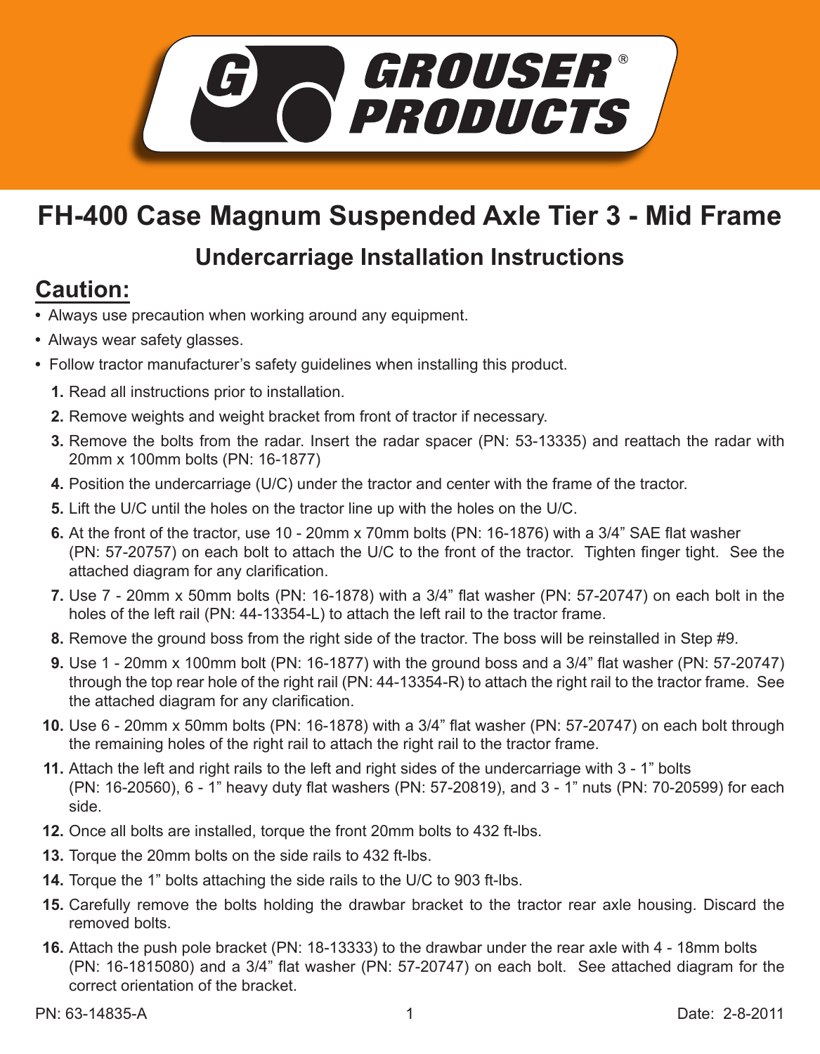# GROUSER® PRODUCTS

# FH-400 Case Magnum Suspended Axle Tier 3 - Mid Frame

## Undercarriage Installation Instructions

## Caution:

- Always use precaution when working around any equipment.
- Always wear safety glasses.
- Follow tractor manufacturer's safety guidelines when installing this product.

1. Read all instructions prior to installation.
2. Remove weights and weight bracket from front of tractor if necessary.
3. Remove the bolts from the radar. Insert the radar spacer (PN: 53-13335) and reattach the radar with 20mm x 100mm bolts (PN: 16-1877)
4. Position the undercarriage (U/C) under the tractor and center with the frame of the tractor.
5. Lift the U/C until the holes on the tractor line up with the holes on the U/C.
6. At the front of the tractor, use 10 - 20mm x 70mm bolts (PN: 16-1876) with a 3/4" SAE flat washer (PN: 57-20757) on each bolt to attach the U/C to the front of the tractor. Tighten finger tight. See the attached diagram for any clarification.
7. Use 7 - 20mm x 50mm bolts (PN: 16-1878) with a 3/4" flat washer (PN: 57-20747) on each bolt in the holes of the left rail (PN: 44-13354-L) to attach the left rail to the tractor frame.
8. Remove the ground boss from the right side of the tractor. The boss will be reinstalled in Step #9.
9. Use 1 - 20mm x 100mm bolt (PN: 16-1877) with the ground boss and a 3/4" flat washer (PN: 57-20747) through the top rear hole of the right rail (PN: 44-13354-R) to attach the right rail to the tractor frame. See the attached diagram for any clarification.
10. Use 6 - 20mm x 50mm bolts (PN: 16-1878) with a 3/4" flat washer (PN: 57-20747) on each bolt through the remaining holes of the right rail to attach the right rail to the tractor frame.
11. Attach the left and right rails to the left and right sides of the undercarriage with 3 - 1" bolts (PN: 16-20560), 6 - 1" heavy duty flat washers (PN: 57-20819), and 3 - 1" nuts (PN: 70-20599) for each side.
12. Once all bolts are installed, torque the front 20mm bolts to 432 ft-lbs.
13. Torque the 20mm bolts on the side rails to 432 ft-lbs.
14. Torque the 1" bolts attaching the side rails to the U/C to 903 ft-lbs.
15. Carefully remove the bolts holding the drawbar bracket to the tractor rear axle housing. Discard the removed bolts.
16. Attach the push pole bracket (PN: 18-13333) to the drawbar under the rear axle with 4 - 18mm bolts (PN: 16-1815080) and a 3/4" flat washer (PN: 57-20747) on each bolt. See attached diagram for the correct orientation of the bracket.

PN: 63-14835-A

Date: 2-8-2011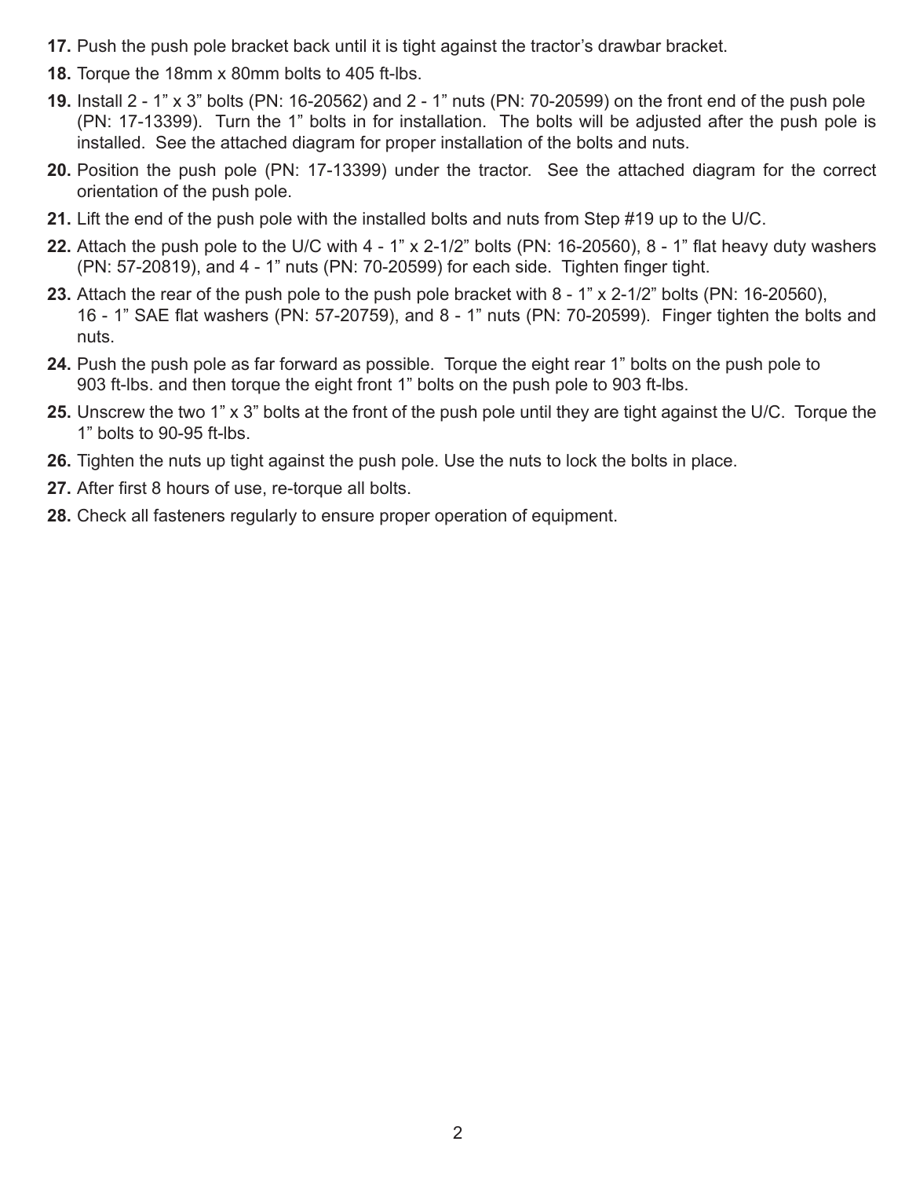17. Push the push pole bracket back until it is tight against the tractor's drawbar bracket.
18. Torque the 18mm x 80mm bolts to 405 ft-lbs.
19. Install 2 - 1" x 3" bolts (PN: 16-20562) and 2 - 1" nuts (PN: 70-20599) on the front end of the push pole (PN: 17-13399). Turn the 1" bolts in for installation. The bolts will be adjusted after the push pole is installed. See the attached diagram for proper installation of the bolts and nuts.
20. Position the push pole (PN: 17-13399) under the tractor. See the attached diagram for the correct orientation of the push pole.
21. Lift the end of the push pole with the installed bolts and nuts from Step #19 up to the U/C.
22. Attach the push pole to the U/C with 4 - 1" x 2-1/2" bolts (PN: 16-20560), 8 - 1" flat heavy duty washers (PN: 57-20819), and 4 - 1" nuts (PN: 70-20599) for each side. Tighten finger tight.
23. Attach the rear of the push pole to the push pole bracket with 8 - 1" x 2-1/2" bolts (PN: 16-20560), 16 - 1" SAE flat washers (PN: 57-20759), and 8 - 1" nuts (PN: 70-20599). Finger tighten the bolts and nuts.
24. Push the push pole as far forward as possible. Torque the eight rear 1" bolts on the push pole to 903 ft-lbs. and then torque the eight front 1" bolts on the push pole to 903 ft-lbs.
25. Unscrew the two 1" x 3" bolts at the front of the push pole until they are tight against the U/C. Torque the 1" bolts to 90-95 ft-lbs.
26. Tighten the nuts up tight against the push pole. Use the nuts to lock the bolts in place.
27. After first 8 hours of use, re-torque all bolts.
28. Check all fasteners regularly to ensure proper operation of equipment.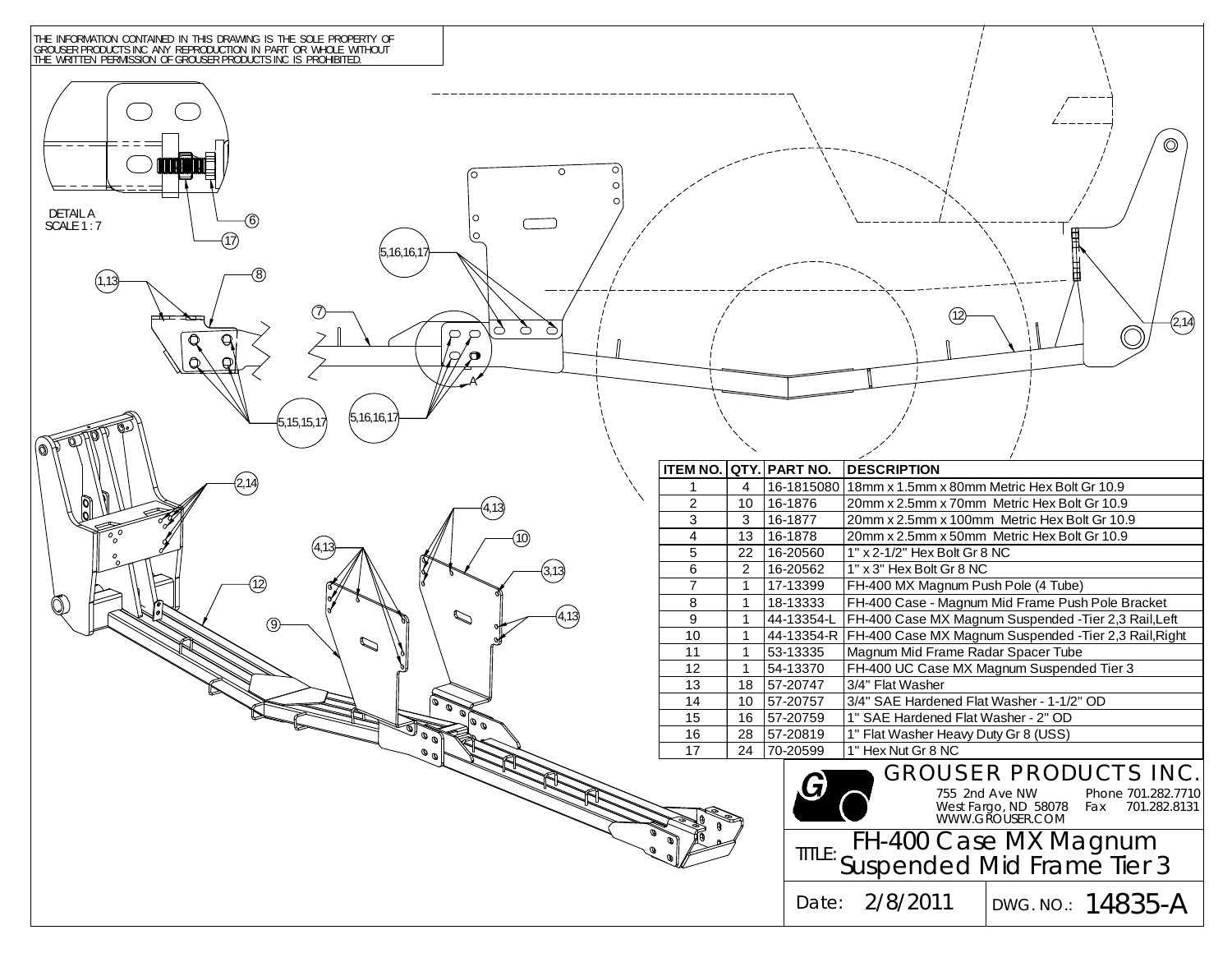THE INFORMATION CONTAINED IN THIS DRAWING IS THE SOLE PROPERTY OF GROUSER PRODUCTS INC ANY REPRODUCTION IN PART OR WHOLE WITHOUT THE WRITTEN PERMISSION OF GROUSER PRODUCTS INC IS PROHIBITED.

DETAIL A
SCALE 1 : 7

6
17
1,13
8
5,16,16,17
7
12
2,14
5,15,15,17
5,16,16,17
A
2,14
4,13
10
4,13
3,13
12
9
4,13

| ITEM NO. | QTY. | PART NO. | DESCRIPTION |
|---|---|---|---|
| 1 | 4 | 16-1815080 | 18mm x 1.5mm x 80mm Metric Hex Bolt Gr 10.9 |
| 2 | 10 | 16-1876 | 20mm x 2.5mm x 70mm Metric Hex Bolt Gr 10.9 |
| 3 | 3 | 16-1877 | 20mm x 2.5mm x 100mm Metric Hex Bolt Gr 10.9 |
| 4 | 13 | 16-1878 | 20mm x 2.5mm x 50mm Metric Hex Bolt Gr 10.9 |
| 5 | 22 | 16-20560 | 1" x 2-1/2" Hex Bolt Gr 8 NC |
| 6 | 2 | 16-20562 | 1" x 3" Hex Bolt Gr 8 NC |
| 7 | 1 | 17-13399 | FH-400 MX Magnum Push Pole (4 Tube) |
| 8 | 1 | 18-13333 | FH-400 Case - Magnum Mid Frame Push Pole Bracket |
| 9 | 1 | 44-13354-L | FH-400 Case MX Magnum Suspended -Tier 2,3 Rail,Left |
| 10 | 1 | 44-13354-R | FH-400 Case MX Magnum Suspended -Tier 2,3 Rail,Right |
| 11 | 1 | 53-13335 | Magnum Mid Frame Radar Spacer Tube |
| 12 | 1 | 54-13370 | FH-400 UC Case MX Magnum Suspended Tier 3 |
| 13 | 18 | 57-20747 | 3/4" Flat Washer |
| 14 | 10 | 57-20757 | 3/4" SAE Hardened Flat Washer - 1-1/2" OD |
| 15 | 16 | 57-20759 | 1" SAE Hardened Flat Washer - 2" OD |
| 16 | 28 | 57-20819 | 1" Flat Washer Heavy Duty Gr 8 (USS) |
| 17 | 24 | 70-20599 | 1" Hex Nut Gr 8 NC |

GROUSER PRODUCTS INC.
755 2nd Ave NW
West Fargo, ND 58078
WWW.GROUSER.COM
Phone 701.282.7710
Fax 701.282.8131

TITLE: FH-400 Case MX Magnum Suspended Mid Frame Tier 3

Date: 2/8/2011

DWG. NO.: 14835-A